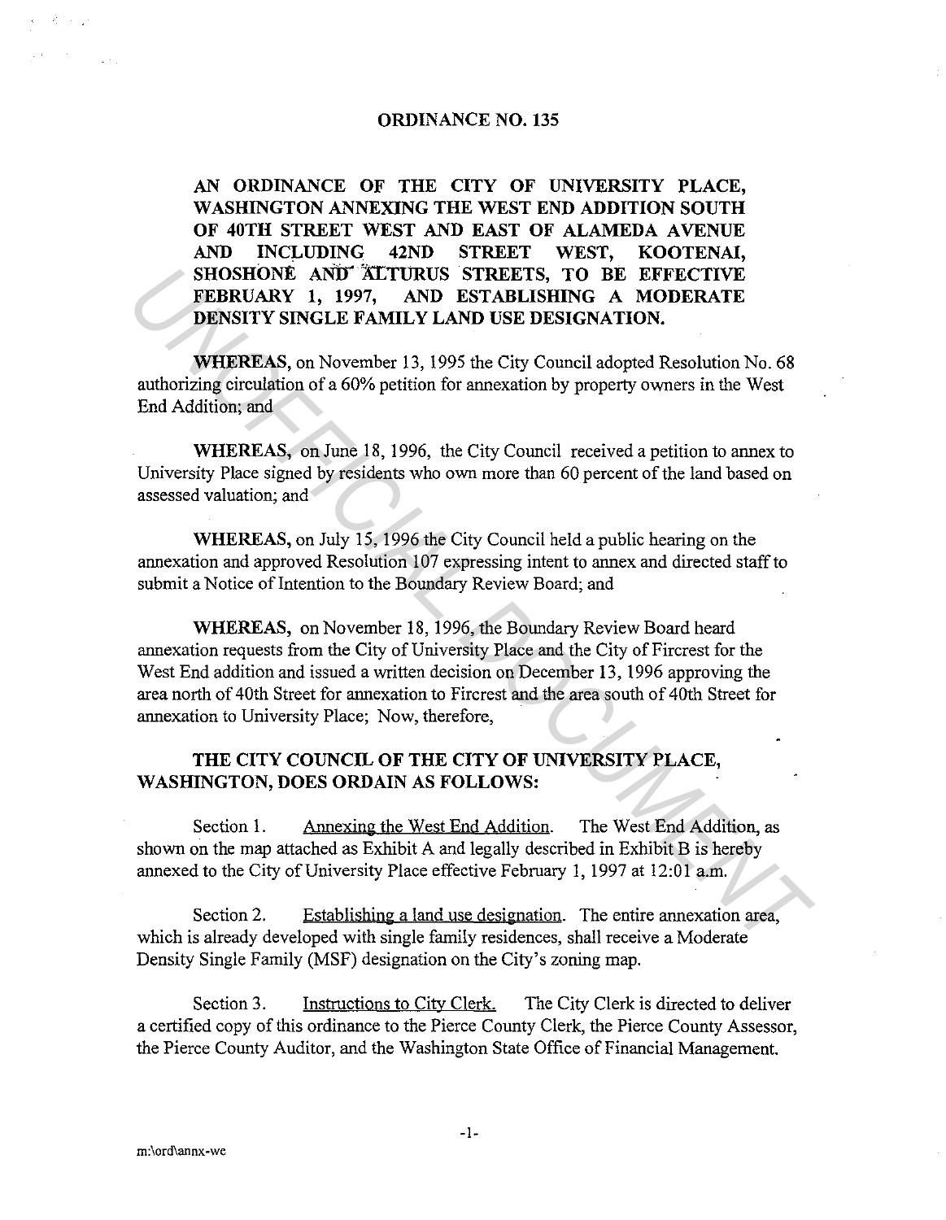# ORDINANCE NO. 135

**AN ORDINANCE OF THE CITY OF UNIVERSITY PLACE, WASHINGTON ANNEXING THE WEST END ADDITION SOUTH OF 40TH STREET WEST AND EAST OF ALAMEDA AVENUE AND INCLUDING 42ND STREET WEST, KOOTENAI, SHOSHONE AND ALTURUS STREETS, TO BE EFFECTIVE FEBRUARY 1, 1997, AND ESTABLISHING A MODERATE DENSITY SINGLE FAMILY LAND USE DESIGNATION.**

**WHEREAS,** on November 13, 1995 the City Council adopted Resolution No. 68 authorizing circulation of a 60% petition for annexation by property owners in the West End Addition; and

**WHEREAS,** on June 18, 1996, the City Council received a petition to annex to University Place signed by residents who own more than 60 percent of the land based on assessed valuation; and

**WHEREAS,** on July 15, 1996 the City Council held a public hearing on the annexation and approved Resolution 107 expressing intent to annex and directed staff to submit a Notice of Intention to the Boundary Review Board; and

**WHEREAS,** on November 18, 1996, the Boundary Review Board heard annexation requests from the City of University Place and the City of Fircrest for the West End addition and issued a written decision on December 13, 1996 approving the area north of 40th Street for annexation to Fircrest and the area south of 40th Street for annexation to University Place; Now, therefore,

**THE CITY COUNCIL OF THE CITY OF UNIVERSITY PLACE, WASHINGTON, DOES ORDAIN AS FOLLOWS:**

Section 1. Annexing the West End Addition. The West End Addition, as shown on the map attached as Exhibit A and legally described in Exhibit B is hereby annexed to the City of University Place effective February 1, 1997 at 12:01 a.m.

Section 2. Establishing a land use designation. The entire annexation area, which is already developed with single family residences, shall receive a Moderate Density Single Family (MSF) designation on the City's zoning map.

Section 3. Instructions to City Clerk. The City Clerk is directed to deliver a certified copy of this ordinance to the Pierce County Clerk, the Pierce County Assessor, the Pierce County Auditor, and the Washington State Office of Financial Management.

m:\ord\annx-we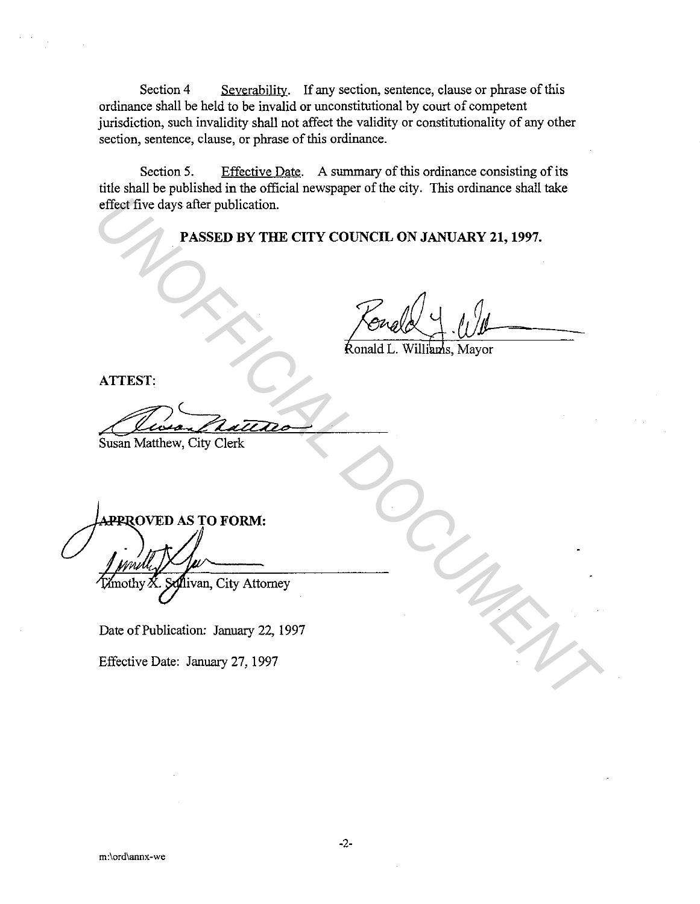Section 4 Severability. If any section, sentence, clause or phrase of this ordinance shall be held to be invalid or unconstitutional by court of competent jurisdiction, such invalidity shall not affect the validity or constitutionality of any other section, sentence, clause, or phrase of this ordinance.

Section 5. Effective Date. A summary of this ordinance consisting of its title shall be published in the official newspaper of the city. This ordinance shall take effect five days after publication.

**PASSED BY THE CITY COUNCIL ON JANUARY 21, 1997.**

Ronald L. Williams, Mayor

**ATTEST:**

Susan Matthew, City Clerk

**APPROVED AS TO FORM:**

Timothy X. Sullivan, City Attorney

Date of Publication: January 22, 1997

Effective Date: January 27, 1997

m:\ord\annx-we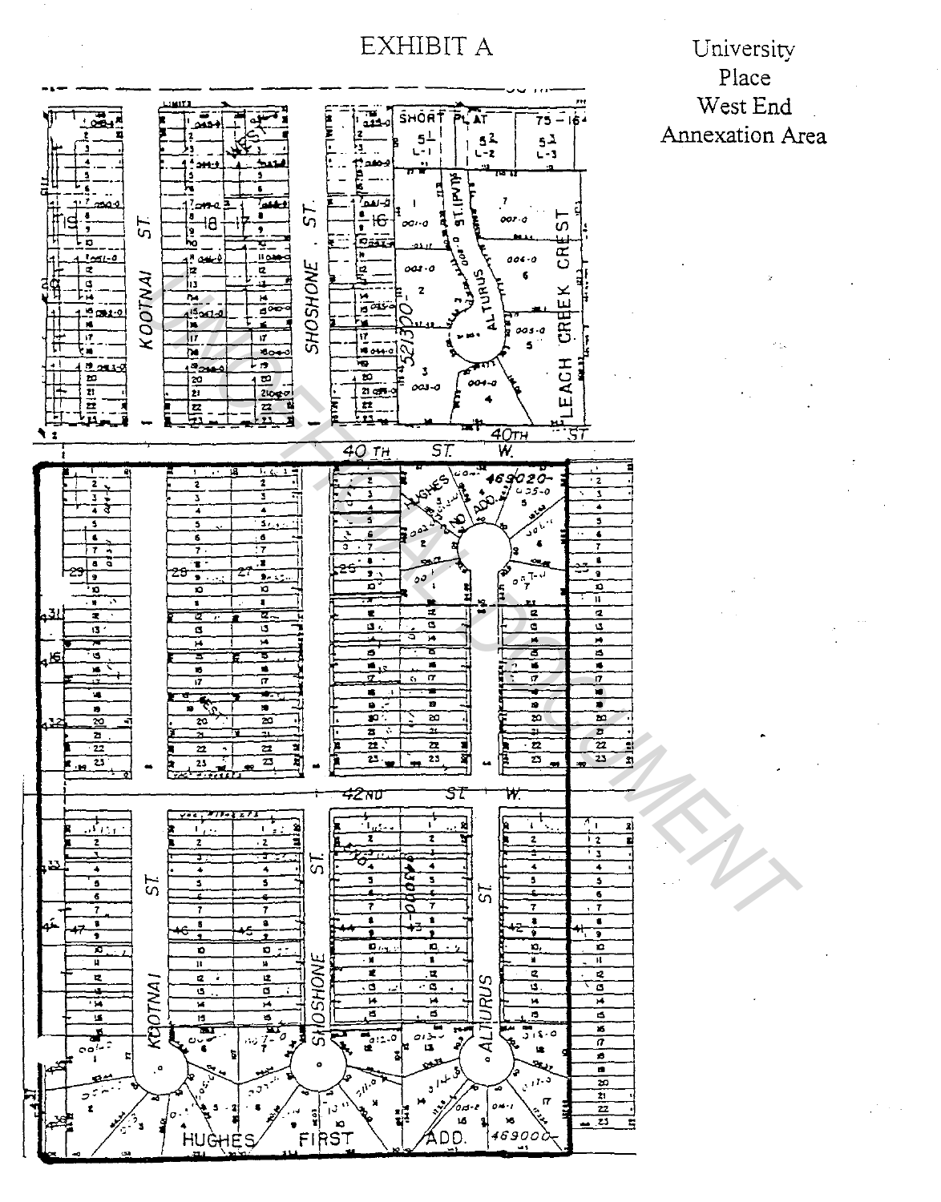# EXHIBIT A

University
Place
West End
Annexation Area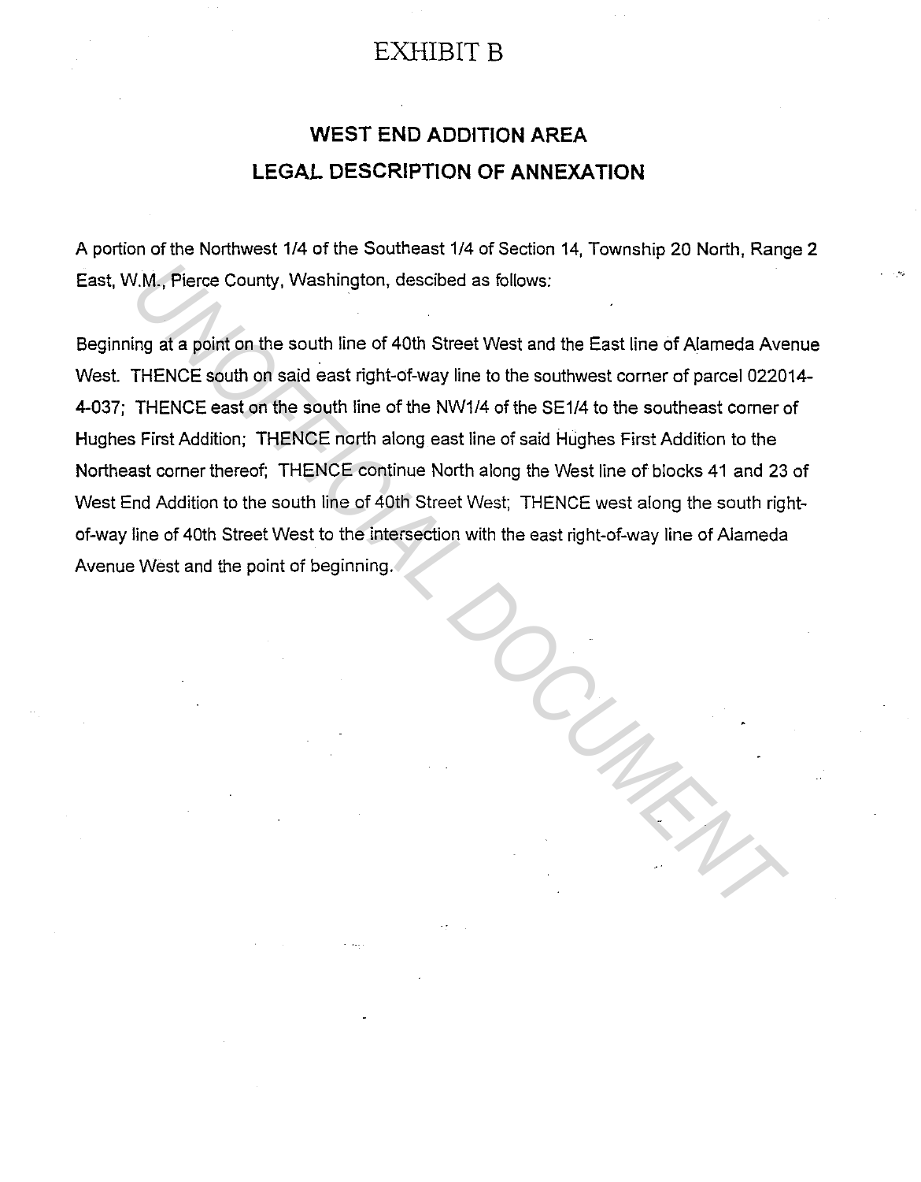# EXHIBIT B

## WEST END ADDITION AREA
## LEGAL DESCRIPTION OF ANNEXATION

A portion of the Northwest 1/4 of the Southeast 1/4 of Section 14, Township 20 North, Range 2 East, W.M., Pierce County, Washington, descibed as follows:

Beginning at a point on the south line of 40th Street West and the East line of Alameda Avenue West. THENCE south on said east right-of-way line to the southwest corner of parcel 022014-4-037; THENCE east on the south line of the NW1/4 of the SE1/4 to the southeast corner of Hughes First Addition; THENCE north along east line of said Hughes First Addition to the Northeast corner thereof; THENCE continue North along the West line of blocks 41 and 23 of West End Addition to the south line of 40th Street West; THENCE west along the south right-of-way line of 40th Street West to the intersection with the east right-of-way line of Alameda Avenue West and the point of beginning.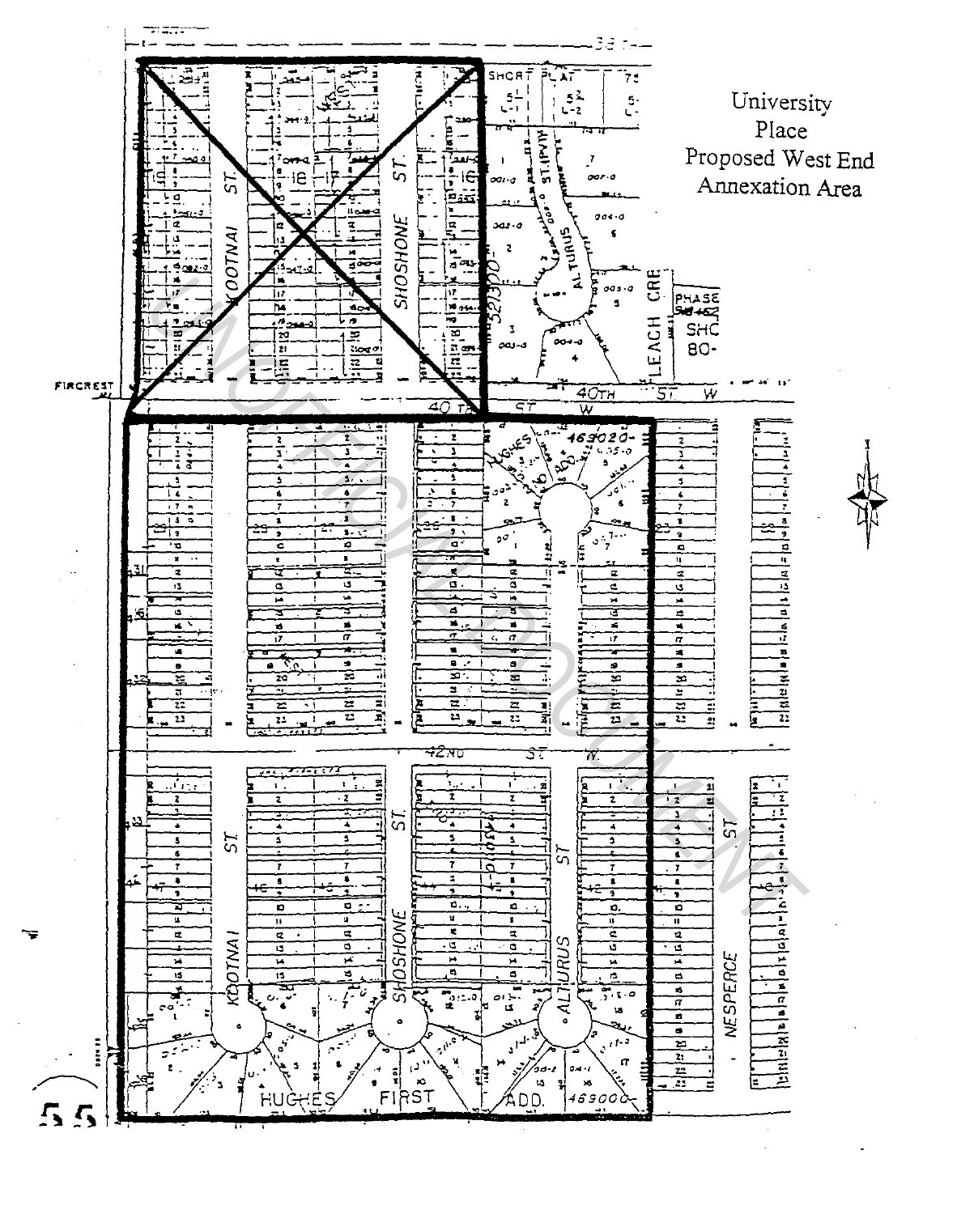University
Place
Proposed West End
Annexation Area

38TH

SHORT PLAT

40TH ST W

42ND ST W

KOOTNAI ST.

SHOSHONE ST.

ALTURUS ST.

NESPERCE ST

LEACH CREEK

FIRCREST

HUGHES FIRST ADD.

HUGHES 2ND ADD.

469020-

469000-

521300-

PHASE

SHO

80-

UNOFFICIAL DOCUMENT